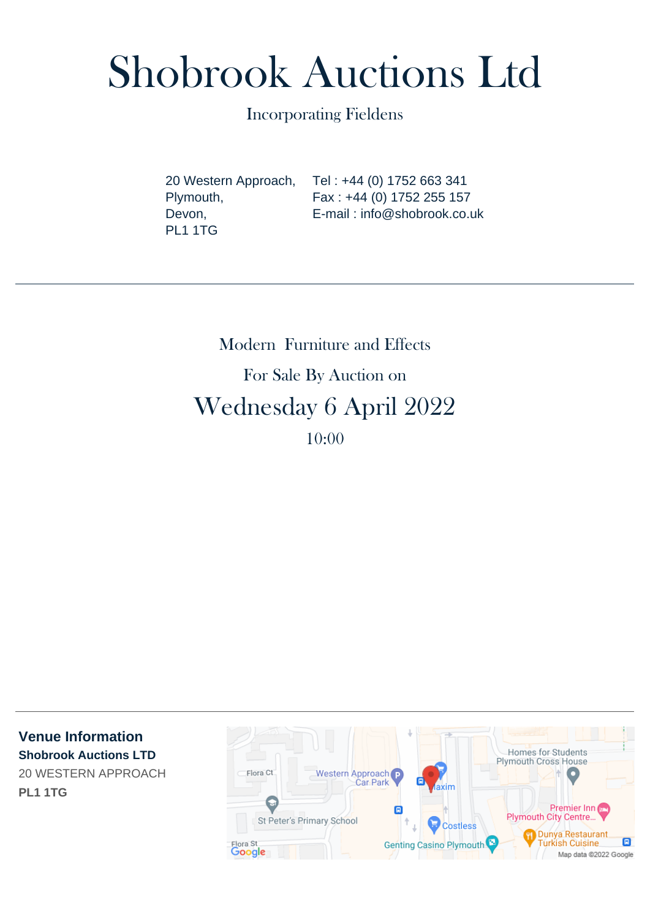# Shobrook Auctions Ltd

Incorporating Fieldens

20 Western Approach,
Plymouth,
Devon,
PL1 1TG

Tel : +44 (0) 1752 663 341
Fax : +44 (0) 1752 255 157
E-mail : info@shobrook.co.uk

---

Modern Furniture and Effects

For Sale By Auction on

## Wednesday 6 April 2022

10:00

---

**Venue Information**

**Shobrook Auctions LTD**

20 WESTERN APPROACH

**PL1 1TG**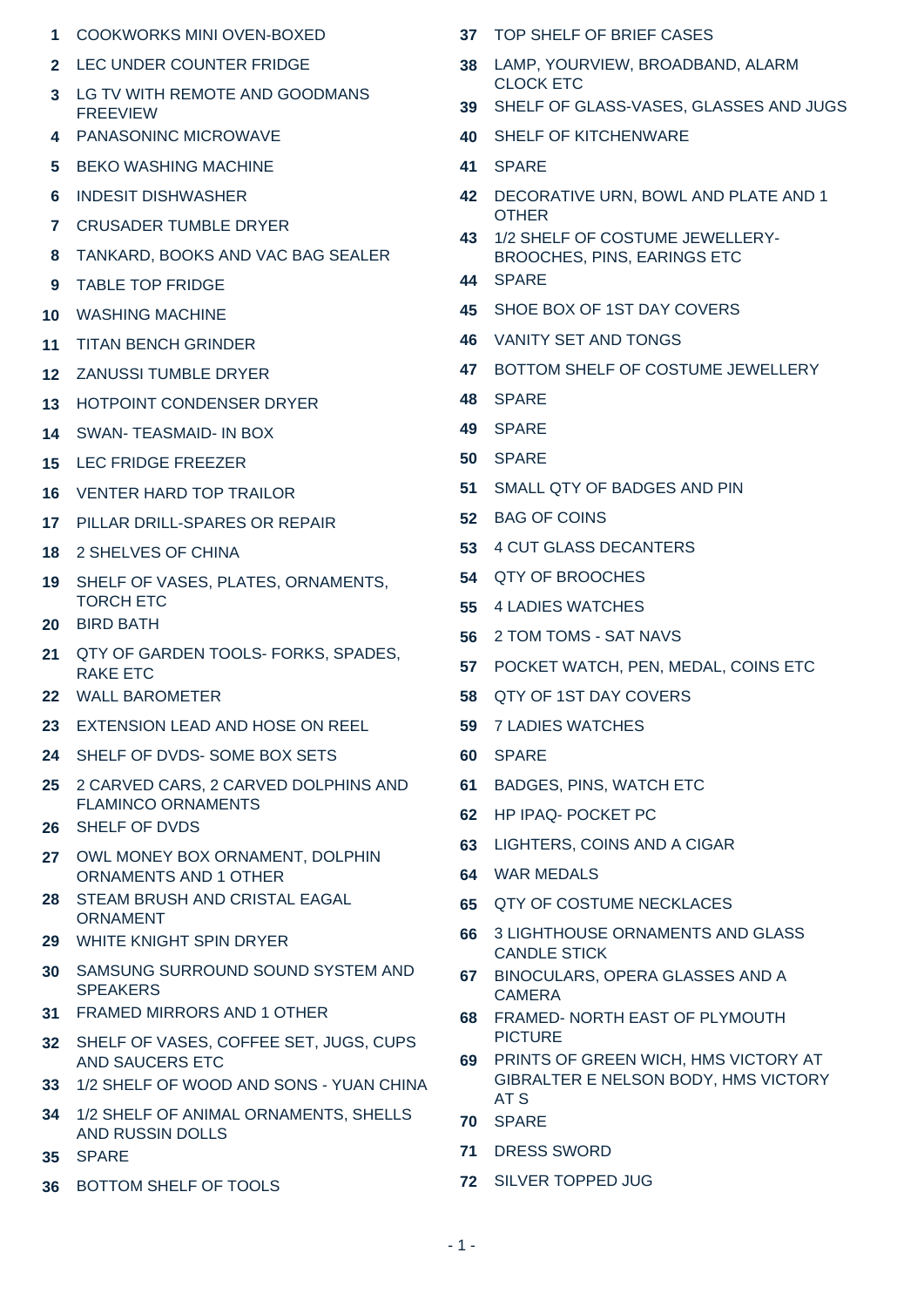1 COOKWORKS MINI OVEN-BOXED
2 LEC UNDER COUNTER FRIDGE
3 LG TV WITH REMOTE AND GOODMANS FREEVIEW
4 PANASONINC MICROWAVE
5 BEKO WASHING MACHINE
6 INDESIT DISHWASHER
7 CRUSADER TUMBLE DRYER
8 TANKARD, BOOKS AND VAC BAG SEALER
9 TABLE TOP FRIDGE
10 WASHING MACHINE
11 TITAN BENCH GRINDER
12 ZANUSSI TUMBLE DRYER
13 HOTPOINT CONDENSER DRYER
14 SWAN- TEASMAID- IN BOX
15 LEC FRIDGE FREEZER
16 VENTER HARD TOP TRAILOR
17 PILLAR DRILL-SPARES OR REPAIR
18 2 SHELVES OF CHINA
19 SHELF OF VASES, PLATES, ORNAMENTS, TORCH ETC
20 BIRD BATH
21 QTY OF GARDEN TOOLS- FORKS, SPADES, RAKE ETC
22 WALL BAROMETER
23 EXTENSION LEAD AND HOSE ON REEL
24 SHELF OF DVDS- SOME BOX SETS
25 2 CARVED CARS, 2 CARVED DOLPHINS AND FLAMINCO ORNAMENTS
26 SHELF OF DVDS
27 OWL MONEY BOX ORNAMENT, DOLPHIN ORNAMENTS AND 1 OTHER
28 STEAM BRUSH AND CRISTAL EAGAL ORNAMENT
29 WHITE KNIGHT SPIN DRYER
30 SAMSUNG SURROUND SOUND SYSTEM AND SPEAKERS
31 FRAMED MIRRORS AND 1 OTHER
32 SHELF OF VASES, COFFEE SET, JUGS, CUPS AND SAUCERS ETC
33 1/2 SHELF OF WOOD AND SONS - YUAN CHINA
34 1/2 SHELF OF ANIMAL ORNAMENTS, SHELLS AND RUSSIN DOLLS
35 SPARE
36 BOTTOM SHELF OF TOOLS
37 TOP SHELF OF BRIEF CASES
38 LAMP, YOURVIEW, BROADBAND, ALARM CLOCK ETC
39 SHELF OF GLASS-VASES, GLASSES AND JUGS
40 SHELF OF KITCHENWARE
41 SPARE
42 DECORATIVE URN, BOWL AND PLATE AND 1 OTHER
43 1/2 SHELF OF COSTUME JEWELLERY- BROOCHES, PINS, EARINGS ETC
44 SPARE
45 SHOE BOX OF 1ST DAY COVERS
46 VANITY SET AND TONGS
47 BOTTOM SHELF OF COSTUME JEWELLERY
48 SPARE
49 SPARE
50 SPARE
51 SMALL QTY OF BADGES AND PIN
52 BAG OF COINS
53 4 CUT GLASS DECANTERS
54 QTY OF BROOCHES
55 4 LADIES WATCHES
56 2 TOM TOMS - SAT NAVS
57 POCKET WATCH, PEN, MEDAL, COINS ETC
58 QTY OF 1ST DAY COVERS
59 7 LADIES WATCHES
60 SPARE
61 BADGES, PINS, WATCH ETC
62 HP IPAQ- POCKET PC
63 LIGHTERS, COINS AND A CIGAR
64 WAR MEDALS
65 QTY OF COSTUME NECKLACES
66 3 LIGHTHOUSE ORNAMENTS AND GLASS CANDLE STICK
67 BINOCULARS, OPERA GLASSES AND A CAMERA
68 FRAMED- NORTH EAST OF PLYMOUTH PICTURE
69 PRINTS OF GREEN WICH, HMS VICTORY AT GIBRALTER E NELSON BODY, HMS VICTORY AT S
70 SPARE
71 DRESS SWORD
72 SILVER TOPPED JUG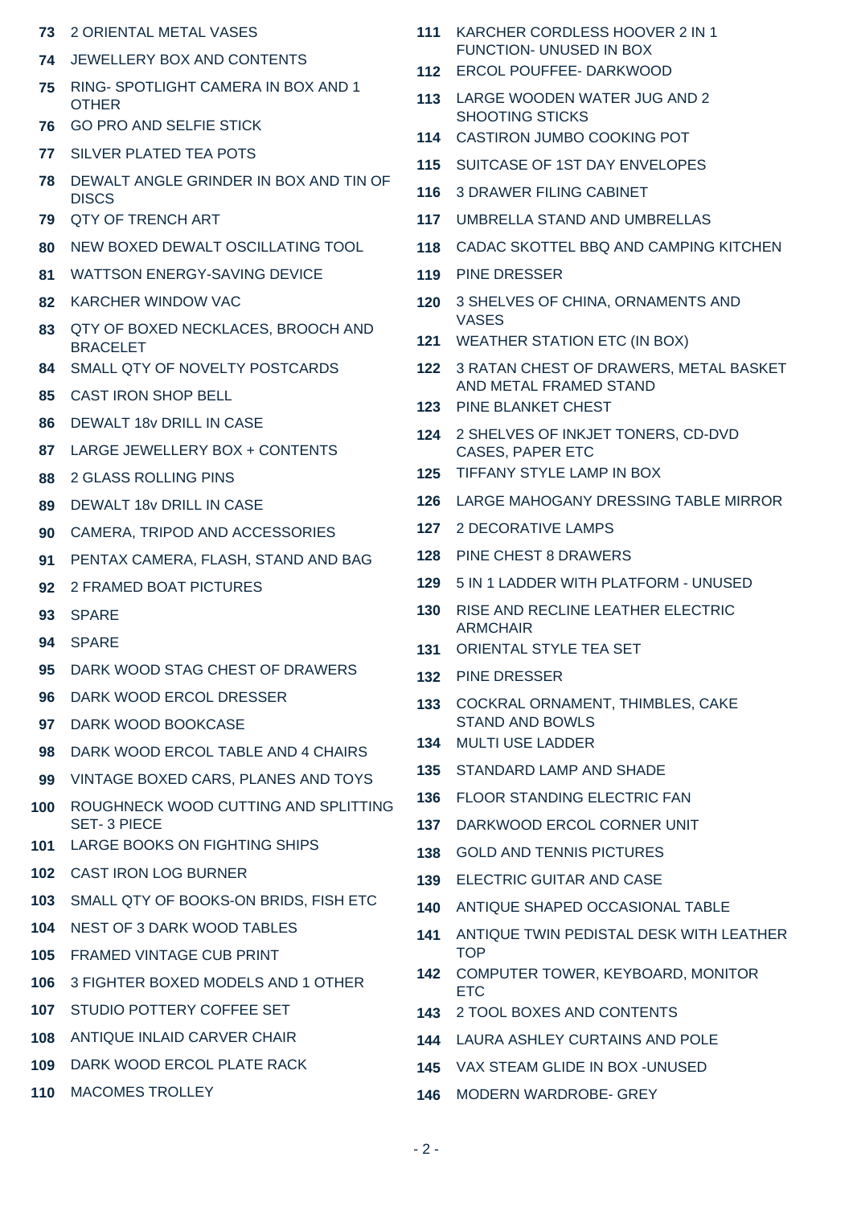73 2 ORIENTAL METAL VASES

74 JEWELLERY BOX AND CONTENTS

75 RING- SPOTLIGHT CAMERA IN BOX AND 1 OTHER

76 GO PRO AND SELFIE STICK

77 SILVER PLATED TEA POTS

78 DEWALT ANGLE GRINDER IN BOX AND TIN OF DISCS

79 QTY OF TRENCH ART

80 NEW BOXED DEWALT OSCILLATING TOOL

81 WATTSON ENERGY-SAVING DEVICE

82 KARCHER WINDOW VAC

83 QTY OF BOXED NECKLACES, BROOCH AND BRACELET

84 SMALL QTY OF NOVELTY POSTCARDS

85 CAST IRON SHOP BELL

86 DEWALT 18v DRILL IN CASE

87 LARGE JEWELLERY BOX + CONTENTS

88 2 GLASS ROLLING PINS

89 DEWALT 18v DRILL IN CASE

90 CAMERA, TRIPOD AND ACCESSORIES

91 PENTAX CAMERA, FLASH, STAND AND BAG

92 2 FRAMED BOAT PICTURES

93 SPARE

94 SPARE

95 DARK WOOD STAG CHEST OF DRAWERS

96 DARK WOOD ERCOL DRESSER

97 DARK WOOD BOOKCASE

98 DARK WOOD ERCOL TABLE AND 4 CHAIRS

99 VINTAGE BOXED CARS, PLANES AND TOYS

100 ROUGHNECK WOOD CUTTING AND SPLITTING SET- 3 PIECE

101 LARGE BOOKS ON FIGHTING SHIPS

102 CAST IRON LOG BURNER

103 SMALL QTY OF BOOKS-ON BRIDS, FISH ETC

104 NEST OF 3 DARK WOOD TABLES

105 FRAMED VINTAGE CUB PRINT

106 3 FIGHTER BOXED MODELS AND 1 OTHER

107 STUDIO POTTERY COFFEE SET

108 ANTIQUE INLAID CARVER CHAIR

109 DARK WOOD ERCOL PLATE RACK

110 MACOMES TROLLEY

111 KARCHER CORDLESS HOOVER 2 IN 1 FUNCTION- UNUSED IN BOX

112 ERCOL POUFFEE- DARKWOOD

113 LARGE WOODEN WATER JUG AND 2 SHOOTING STICKS

114 CASTIRON JUMBO COOKING POT

115 SUITCASE OF 1ST DAY ENVELOPES

116 3 DRAWER FILING CABINET

117 UMBRELLA STAND AND UMBRELLAS

118 CADAC SKOTTEL BBQ AND CAMPING KITCHEN

119 PINE DRESSER

120 3 SHELVES OF CHINA, ORNAMENTS AND VASES

121 WEATHER STATION ETC (IN BOX)

122 3 RATAN CHEST OF DRAWERS, METAL BASKET AND METAL FRAMED STAND

123 PINE BLANKET CHEST

124 2 SHELVES OF INKJET TONERS, CD-DVD CASES, PAPER ETC

125 TIFFANY STYLE LAMP IN BOX

126 LARGE MAHOGANY DRESSING TABLE MIRROR

127 2 DECORATIVE LAMPS

128 PINE CHEST 8 DRAWERS

129 5 IN 1 LADDER WITH PLATFORM - UNUSED

130 RISE AND RECLINE LEATHER ELECTRIC ARMCHAIR

131 ORIENTAL STYLE TEA SET

132 PINE DRESSER

133 COCKRAL ORNAMENT, THIMBLES, CAKE STAND AND BOWLS

134 MULTI USE LADDER

135 STANDARD LAMP AND SHADE

136 FLOOR STANDING ELECTRIC FAN

137 DARKWOOD ERCOL CORNER UNIT

138 GOLD AND TENNIS PICTURES

139 ELECTRIC GUITAR AND CASE

140 ANTIQUE SHAPED OCCASIONAL TABLE

141 ANTIQUE TWIN PEDISTAL DESK WITH LEATHER TOP

142 COMPUTER TOWER, KEYBOARD, MONITOR ETC

143 2 TOOL BOXES AND CONTENTS

144 LAURA ASHLEY CURTAINS AND POLE

145 VAX STEAM GLIDE IN BOX -UNUSED

146 MODERN WARDROBE- GREY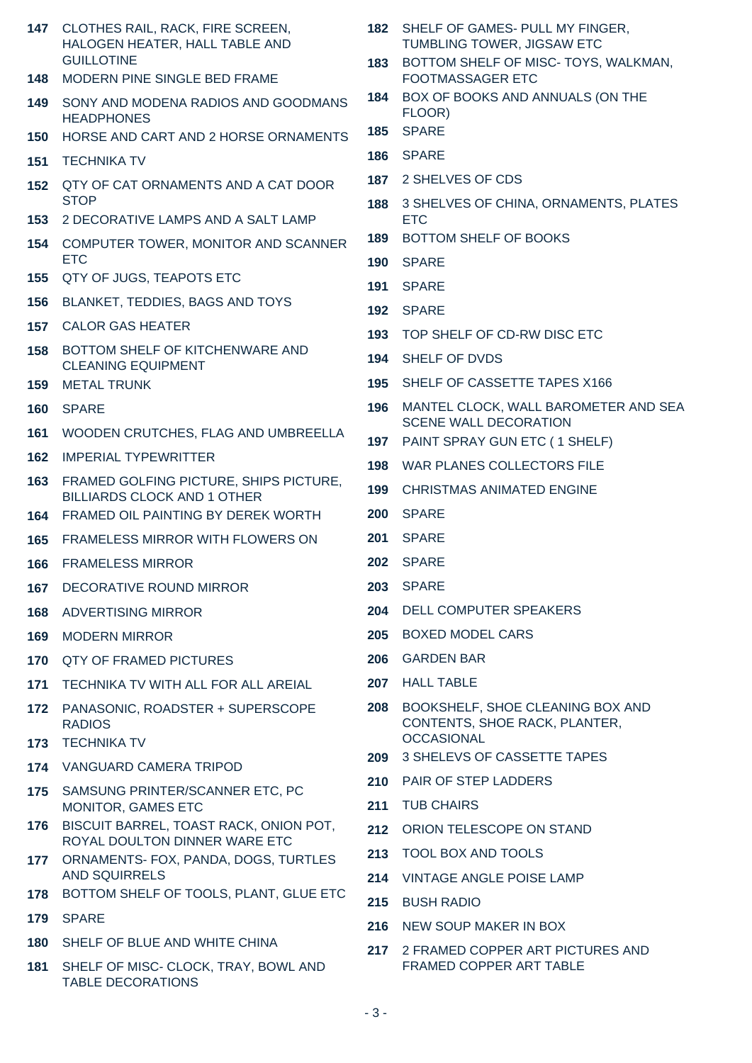**147** CLOTHES RAIL, RACK, FIRE SCREEN, HALOGEN HEATER, HALL TABLE AND GUILLOTINE

**148** MODERN PINE SINGLE BED FRAME

**149** SONY AND MODENA RADIOS AND GOODMANS HEADPHONES

**150** HORSE AND CART AND 2 HORSE ORNAMENTS

**151** TECHNIKA TV

**152** QTY OF CAT ORNAMENTS AND A CAT DOOR STOP

**153** 2 DECORATIVE LAMPS AND A SALT LAMP

**154** COMPUTER TOWER, MONITOR AND SCANNER ETC

**155** QTY OF JUGS, TEAPOTS ETC

**156** BLANKET, TEDDIES, BAGS AND TOYS

**157** CALOR GAS HEATER

**158** BOTTOM SHELF OF KITCHENWARE AND CLEANING EQUIPMENT

**159** METAL TRUNK

**160** SPARE

**161** WOODEN CRUTCHES, FLAG AND UMBREELLA

**162** IMPERIAL TYPEWRITTER

**163** FRAMED GOLFING PICTURE, SHIPS PICTURE, BILLIARDS CLOCK AND 1 OTHER

**164** FRAMED OIL PAINTING BY DEREK WORTH

**165** FRAMELESS MIRROR WITH FLOWERS ON

**166** FRAMELESS MIRROR

**167** DECORATIVE ROUND MIRROR

**168** ADVERTISING MIRROR

**169** MODERN MIRROR

**170** QTY OF FRAMED PICTURES

**171** TECHNIKA TV WITH ALL FOR ALL AREIAL

**172** PANASONIC, ROADSTER + SUPERSCOPE RADIOS

**173** TECHNIKA TV

**174** VANGUARD CAMERA TRIPOD

**175** SAMSUNG PRINTER/SCANNER ETC, PC MONITOR, GAMES ETC

**176** BISCUIT BARREL, TOAST RACK, ONION POT, ROYAL DOULTON DINNER WARE ETC

**177** ORNAMENTS- FOX, PANDA, DOGS, TURTLES AND SQUIRRELS

**178** BOTTOM SHELF OF TOOLS, PLANT, GLUE ETC

**179** SPARE

**180** SHELF OF BLUE AND WHITE CHINA

**181** SHELF OF MISC- CLOCK, TRAY, BOWL AND TABLE DECORATIONS

**182** SHELF OF GAMES- PULL MY FINGER, TUMBLING TOWER, JIGSAW ETC

**183** BOTTOM SHELF OF MISC- TOYS, WALKMAN, FOOTMASSAGER ETC

**184** BOX OF BOOKS AND ANNUALS (ON THE FLOOR)

**185** SPARE

**186** SPARE

**187** 2 SHELVES OF CDS

**188** 3 SHELVES OF CHINA, ORNAMENTS, PLATES ETC

**189** BOTTOM SHELF OF BOOKS

**190** SPARE

**191** SPARE

**192** SPARE

**193** TOP SHELF OF CD-RW DISC ETC

**194** SHELF OF DVDS

**195** SHELF OF CASSETTE TAPES X166

**196** MANTEL CLOCK, WALL BAROMETER AND SEA SCENE WALL DECORATION

**197** PAINT SPRAY GUN ETC ( 1 SHELF)

**198** WAR PLANES COLLECTORS FILE

**199** CHRISTMAS ANIMATED ENGINE

**200** SPARE

**201** SPARE

**202** SPARE

**203** SPARE

**204** DELL COMPUTER SPEAKERS

**205** BOXED MODEL CARS

**206** GARDEN BAR

**207** HALL TABLE

**208** BOOKSHELF, SHOE CLEANING BOX AND CONTENTS, SHOE RACK, PLANTER, OCCASIONAL

**209** 3 SHELEVS OF CASSETTE TAPES

**210** PAIR OF STEP LADDERS

**211** TUB CHAIRS

**212** ORION TELESCOPE ON STAND

**213** TOOL BOX AND TOOLS

**214** VINTAGE ANGLE POISE LAMP

**215** BUSH RADIO

**216** NEW SOUP MAKER IN BOX

**217** 2 FRAMED COPPER ART PICTURES AND FRAMED COPPER ART TABLE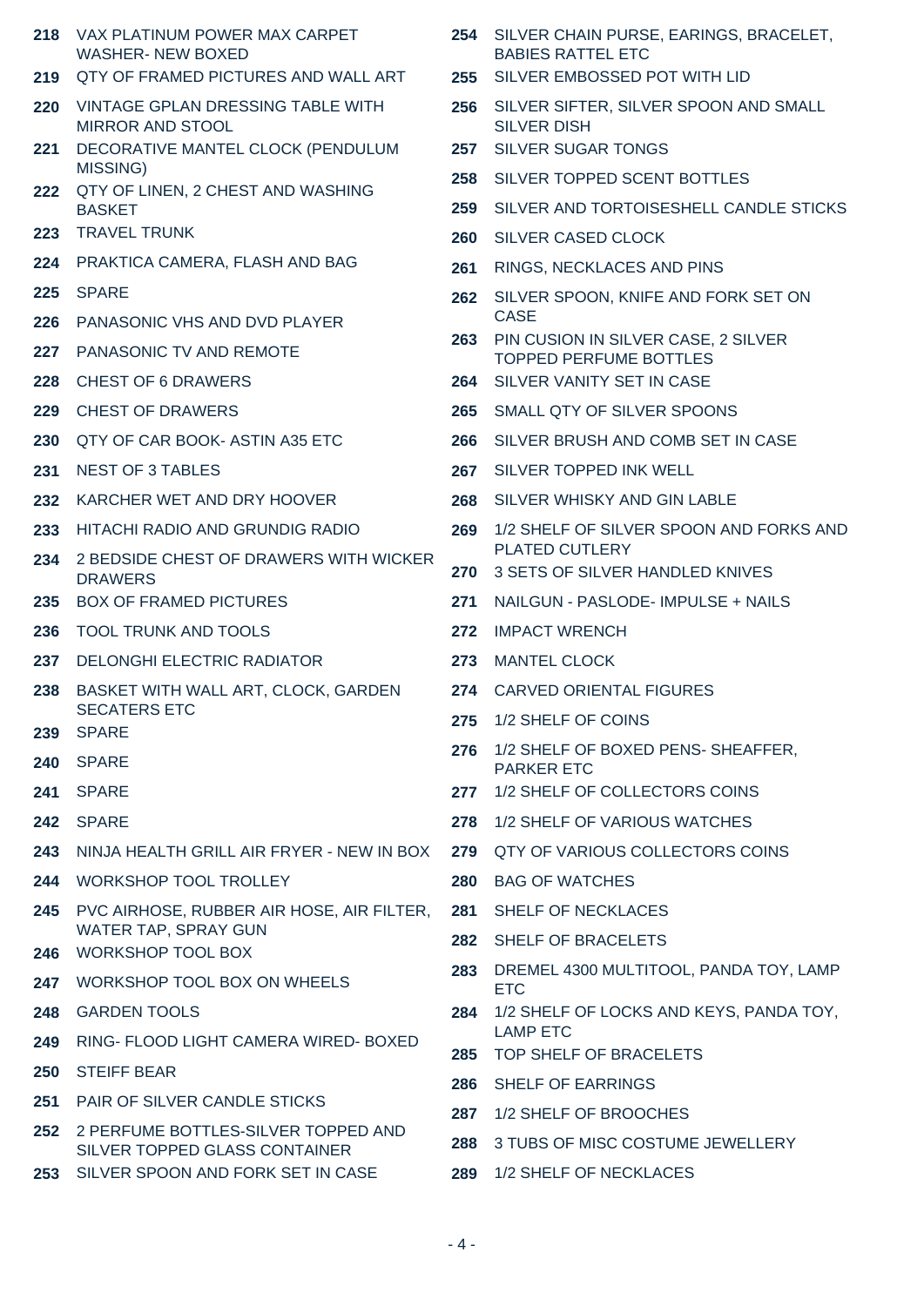218 VAX PLATINUM POWER MAX CARPET WASHER- NEW BOXED

219 QTY OF FRAMED PICTURES AND WALL ART

220 VINTAGE GPLAN DRESSING TABLE WITH MIRROR AND STOOL

221 DECORATIVE MANTEL CLOCK (PENDULUM MISSING)

222 QTY OF LINEN, 2 CHEST AND WASHING BASKET

223 TRAVEL TRUNK

224 PRAKTICA CAMERA, FLASH AND BAG

225 SPARE

226 PANASONIC VHS AND DVD PLAYER

227 PANASONIC TV AND REMOTE

228 CHEST OF 6 DRAWERS

229 CHEST OF DRAWERS

230 QTY OF CAR BOOK- ASTIN A35 ETC

231 NEST OF 3 TABLES

232 KARCHER WET AND DRY HOOVER

233 HITACHI RADIO AND GRUNDIG RADIO

234 2 BEDSIDE CHEST OF DRAWERS WITH WICKER DRAWERS

235 BOX OF FRAMED PICTURES

236 TOOL TRUNK AND TOOLS

237 DELONGHI ELECTRIC RADIATOR

238 BASKET WITH WALL ART, CLOCK, GARDEN SECATERS ETC

239 SPARE

240 SPARE

241 SPARE

242 SPARE

243 NINJA HEALTH GRILL AIR FRYER - NEW IN BOX

244 WORKSHOP TOOL TROLLEY

245 PVC AIRHOSE, RUBBER AIR HOSE, AIR FILTER, WATER TAP, SPRAY GUN

246 WORKSHOP TOOL BOX

247 WORKSHOP TOOL BOX ON WHEELS

248 GARDEN TOOLS

249 RING- FLOOD LIGHT CAMERA WIRED- BOXED

250 STEIFF BEAR

251 PAIR OF SILVER CANDLE STICKS

252 2 PERFUME BOTTLES-SILVER TOPPED AND SILVER TOPPED GLASS CONTAINER

253 SILVER SPOON AND FORK SET IN CASE

254 SILVER CHAIN PURSE, EARINGS, BRACELET, BABIES RATTEL ETC

255 SILVER EMBOSSED POT WITH LID

256 SILVER SIFTER, SILVER SPOON AND SMALL SILVER DISH

257 SILVER SUGAR TONGS

258 SILVER TOPPED SCENT BOTTLES

259 SILVER AND TORTOISESHELL CANDLE STICKS

260 SILVER CASED CLOCK

261 RINGS, NECKLACES AND PINS

262 SILVER SPOON, KNIFE AND FORK SET ON CASE

263 PIN CUSION IN SILVER CASE, 2 SILVER TOPPED PERFUME BOTTLES

264 SILVER VANITY SET IN CASE

265 SMALL QTY OF SILVER SPOONS

266 SILVER BRUSH AND COMB SET IN CASE

267 SILVER TOPPED INK WELL

268 SILVER WHISKY AND GIN LABLE

269 1/2 SHELF OF SILVER SPOON AND FORKS AND PLATED CUTLERY

270 3 SETS OF SILVER HANDLED KNIVES

271 NAILGUN - PASLODE- IMPULSE + NAILS

272 IMPACT WRENCH

273 MANTEL CLOCK

274 CARVED ORIENTAL FIGURES

275 1/2 SHELF OF COINS

276 1/2 SHELF OF BOXED PENS- SHEAFFER, PARKER ETC

277 1/2 SHELF OF COLLECTORS COINS

278 1/2 SHELF OF VARIOUS WATCHES

279 QTY OF VARIOUS COLLECTORS COINS

280 BAG OF WATCHES

281 SHELF OF NECKLACES

282 SHELF OF BRACELETS

283 DREMEL 4300 MULTITOOL, PANDA TOY, LAMP ETC

284 1/2 SHELF OF LOCKS AND KEYS, PANDA TOY, LAMP ETC

285 TOP SHELF OF BRACELETS

286 SHELF OF EARRINGS

287 1/2 SHELF OF BROOCHES

288 3 TUBS OF MISC COSTUME JEWELLERY

289 1/2 SHELF OF NECKLACES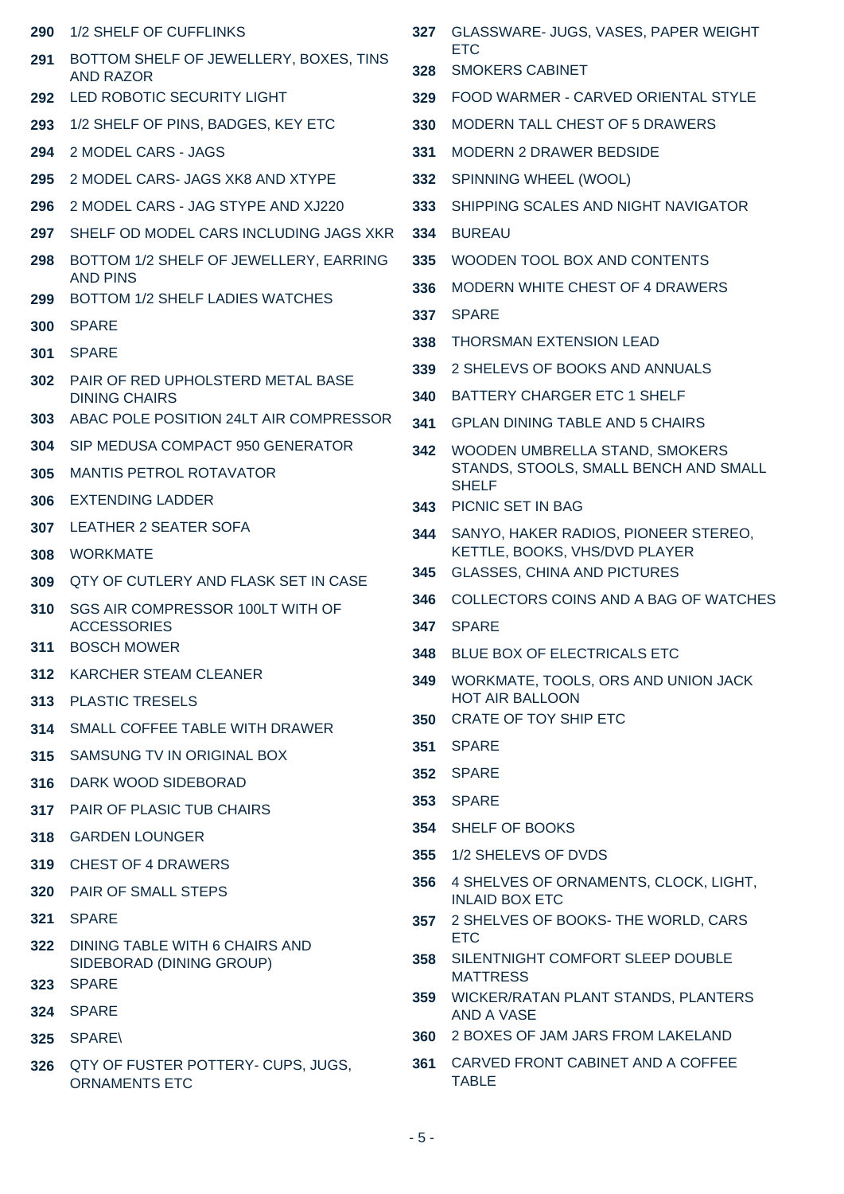**290** 1/2 SHELF OF CUFFLINKS

**291** BOTTOM SHELF OF JEWELLERY, BOXES, TINS AND RAZOR

**292** LED ROBOTIC SECURITY LIGHT

**293** 1/2 SHELF OF PINS, BADGES, KEY ETC

**294** 2 MODEL CARS - JAGS

**295** 2 MODEL CARS- JAGS XK8 AND XTYPE

**296** 2 MODEL CARS - JAG STYPE AND XJ220

**297** SHELF OD MODEL CARS INCLUDING JAGS XKR

**298** BOTTOM 1/2 SHELF OF JEWELLERY, EARRING AND PINS

**299** BOTTOM 1/2 SHELF LADIES WATCHES

**300** SPARE

**301** SPARE

**302** PAIR OF RED UPHOLSTERD METAL BASE DINING CHAIRS

**303** ABAC POLE POSITION 24LT AIR COMPRESSOR

**304** SIP MEDUSA COMPACT 950 GENERATOR

**305** MANTIS PETROL ROTAVATOR

**306** EXTENDING LADDER

**307** LEATHER 2 SEATER SOFA

**308** WORKMATE

**309** QTY OF CUTLERY AND FLASK SET IN CASE

**310** SGS AIR COMPRESSOR 100LT WITH OF ACCESSORIES

**311** BOSCH MOWER

**312** KARCHER STEAM CLEANER

**313** PLASTIC TRESELS

**314** SMALL COFFEE TABLE WITH DRAWER

**315** SAMSUNG TV IN ORIGINAL BOX

**316** DARK WOOD SIDEBORAD

**317** PAIR OF PLASIC TUB CHAIRS

**318** GARDEN LOUNGER

**319** CHEST OF 4 DRAWERS

**320** PAIR OF SMALL STEPS

**321** SPARE

**322** DINING TABLE WITH 6 CHAIRS AND SIDEBORAD (DINING GROUP)

**323** SPARE

**324** SPARE

**325** SPARE\

**326** QTY OF FUSTER POTTERY- CUPS, JUGS, ORNAMENTS ETC

**327** GLASSWARE- JUGS, VASES, PAPER WEIGHT ETC

**328** SMOKERS CABINET

**329** FOOD WARMER - CARVED ORIENTAL STYLE

**330** MODERN TALL CHEST OF 5 DRAWERS

**331** MODERN 2 DRAWER BEDSIDE

**332** SPINNING WHEEL (WOOL)

**333** SHIPPING SCALES AND NIGHT NAVIGATOR

**334** BUREAU

**335** WOODEN TOOL BOX AND CONTENTS

**336** MODERN WHITE CHEST OF 4 DRAWERS

**337** SPARE

**338** THORSMAN EXTENSION LEAD

**339** 2 SHELEVS OF BOOKS AND ANNUALS

**340** BATTERY CHARGER ETC 1 SHELF

**341** GPLAN DINING TABLE AND 5 CHAIRS

**342** WOODEN UMBRELLA STAND, SMOKERS STANDS, STOOLS, SMALL BENCH AND SMALL SHELF

**343** PICNIC SET IN BAG

**344** SANYO, HAKER RADIOS, PIONEER STEREO, KETTLE, BOOKS, VHS/DVD PLAYER

**345** GLASSES, CHINA AND PICTURES

**346** COLLECTORS COINS AND A BAG OF WATCHES

**347** SPARE

**348** BLUE BOX OF ELECTRICALS ETC

**349** WORKMATE, TOOLS, ORS AND UNION JACK HOT AIR BALLOON

**350** CRATE OF TOY SHIP ETC

**351** SPARE

**352** SPARE

**353** SPARE

**354** SHELF OF BOOKS

**355** 1/2 SHELEVS OF DVDS

**356** 4 SHELVES OF ORNAMENTS, CLOCK, LIGHT, INLAID BOX ETC

**357** 2 SHELVES OF BOOKS- THE WORLD, CARS ETC

**358** SILENTNIGHT COMFORT SLEEP DOUBLE MATTRESS

**359** WICKER/RATAN PLANT STANDS, PLANTERS AND A VASE

**360** 2 BOXES OF JAM JARS FROM LAKELAND

**361** CARVED FRONT CABINET AND A COFFEE TABLE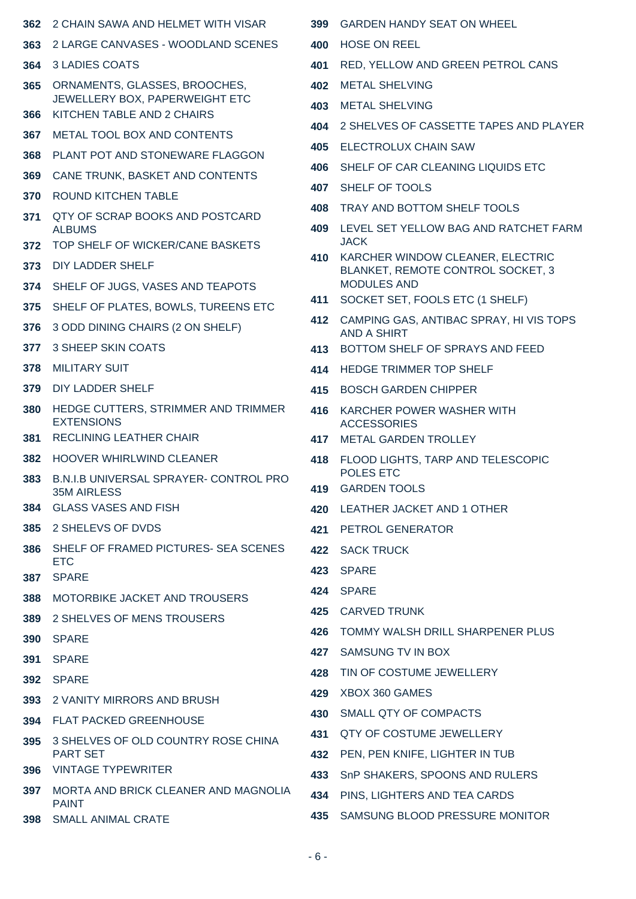**362** 2 CHAIN SAWA AND HELMET WITH VISAR

**363** 2 LARGE CANVASES - WOODLAND SCENES

**364** 3 LADIES COATS

**365** ORNAMENTS, GLASSES, BROOCHES, JEWELLERY BOX, PAPERWEIGHT ETC

**366** KITCHEN TABLE AND 2 CHAIRS

**367** METAL TOOL BOX AND CONTENTS

**368** PLANT POT AND STONEWARE FLAGGON

**369** CANE TRUNK, BASKET AND CONTENTS

**370** ROUND KITCHEN TABLE

**371** QTY OF SCRAP BOOKS AND POSTCARD ALBUMS

**372** TOP SHELF OF WICKER/CANE BASKETS

**373** DIY LADDER SHELF

**374** SHELF OF JUGS, VASES AND TEAPOTS

**375** SHELF OF PLATES, BOWLS, TUREENS ETC

**376** 3 ODD DINING CHAIRS (2 ON SHELF)

**377** 3 SHEEP SKIN COATS

**378** MILITARY SUIT

**379** DIY LADDER SHELF

**380** HEDGE CUTTERS, STRIMMER AND TRIMMER EXTENSIONS

**381** RECLINING LEATHER CHAIR

**382** HOOVER WHIRLWIND CLEANER

**383** B.N.I.B UNIVERSAL SPRAYER- CONTROL PRO 35M AIRLESS

**384** GLASS VASES AND FISH

**385** 2 SHELEVS OF DVDS

**386** SHELF OF FRAMED PICTURES- SEA SCENES ETC

**387** SPARE

**388** MOTORBIKE JACKET AND TROUSERS

**389** 2 SHELVES OF MENS TROUSERS

**390** SPARE

**391** SPARE

**392** SPARE

**393** 2 VANITY MIRRORS AND BRUSH

**394** FLAT PACKED GREENHOUSE

**395** 3 SHELVES OF OLD COUNTRY ROSE CHINA PART SET

**396** VINTAGE TYPEWRITER

**397** MORTA AND BRICK CLEANER AND MAGNOLIA PAINT

**398** SMALL ANIMAL CRATE

**399** GARDEN HANDY SEAT ON WHEEL

**400** HOSE ON REEL

**401** RED, YELLOW AND GREEN PETROL CANS

**402** METAL SHELVING

**403** METAL SHELVING

**404** 2 SHELVES OF CASSETTE TAPES AND PLAYER

**405** ELECTROLUX CHAIN SAW

**406** SHELF OF CAR CLEANING LIQUIDS ETC

**407** SHELF OF TOOLS

**408** TRAY AND BOTTOM SHELF TOOLS

**409** LEVEL SET YELLOW BAG AND RATCHET FARM JACK

**410** KARCHER WINDOW CLEANER, ELECTRIC BLANKET, REMOTE CONTROL SOCKET, 3 MODULES AND

**411** SOCKET SET, FOOLS ETC (1 SHELF)

**412** CAMPING GAS, ANTIBAC SPRAY, HI VIS TOPS AND A SHIRT

**413** BOTTOM SHELF OF SPRAYS AND FEED

**414** HEDGE TRIMMER TOP SHELF

**415** BOSCH GARDEN CHIPPER

**416** KARCHER POWER WASHER WITH ACCESSORIES

**417** METAL GARDEN TROLLEY

**418** FLOOD LIGHTS, TARP AND TELESCOPIC POLES ETC

**419** GARDEN TOOLS

**420** LEATHER JACKET AND 1 OTHER

**421** PETROL GENERATOR

**422** SACK TRUCK

**423** SPARE

**424** SPARE

**425** CARVED TRUNK

**426** TOMMY WALSH DRILL SHARPENER PLUS

**427** SAMSUNG TV IN BOX

**428** TIN OF COSTUME JEWELLERY

**429** XBOX 360 GAMES

**430** SMALL QTY OF COMPACTS

**431** QTY OF COSTUME JEWELLERY

**432** PEN, PEN KNIFE, LIGHTER IN TUB

**433** SnP SHAKERS, SPOONS AND RULERS

**434** PINS, LIGHTERS AND TEA CARDS

**435** SAMSUNG BLOOD PRESSURE MONITOR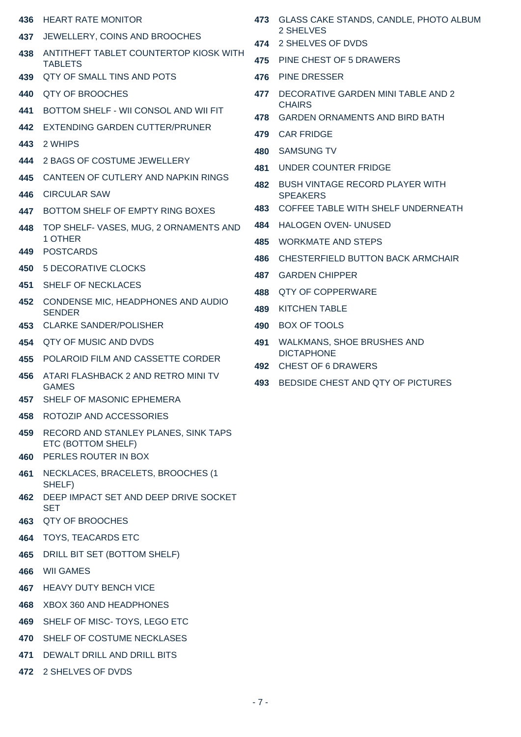**436** HEART RATE MONITOR

**437** JEWELLERY, COINS AND BROOCHES

**438** ANTITHEFT TABLET COUNTERTOP KIOSK WITH TABLETS

**439** QTY OF SMALL TINS AND POTS

**440** QTY OF BROOCHES

**441** BOTTOM SHELF - WII CONSOL AND WII FIT

**442** EXTENDING GARDEN CUTTER/PRUNER

**443** 2 WHIPS

**444** 2 BAGS OF COSTUME JEWELLERY

**445** CANTEEN OF CUTLERY AND NAPKIN RINGS

**446** CIRCULAR SAW

**447** BOTTOM SHELF OF EMPTY RING BOXES

**448** TOP SHELF- VASES, MUG, 2 ORNAMENTS AND 1 OTHER

**449** POSTCARDS

**450** 5 DECORATIVE CLOCKS

**451** SHELF OF NECKLACES

**452** CONDENSE MIC, HEADPHONES AND AUDIO SENDER

**453** CLARKE SANDER/POLISHER

**454** QTY OF MUSIC AND DVDS

**455** POLAROID FILM AND CASSETTE CORDER

**456** ATARI FLASHBACK 2 AND RETRO MINI TV GAMES

**457** SHELF OF MASONIC EPHEMERA

**458** ROTOZIP AND ACCESSORIES

**459** RECORD AND STANLEY PLANES, SINK TAPS ETC (BOTTOM SHELF)

**460** PERLES ROUTER IN BOX

**461** NECKLACES, BRACELETS, BROOCHES (1 SHELF)

**462** DEEP IMPACT SET AND DEEP DRIVE SOCKET SET

**463** QTY OF BROOCHES

**464** TOYS, TEACARDS ETC

**465** DRILL BIT SET (BOTTOM SHELF)

**466** WII GAMES

**467** HEAVY DUTY BENCH VICE

**468** XBOX 360 AND HEADPHONES

**469** SHELF OF MISC- TOYS, LEGO ETC

**470** SHELF OF COSTUME NECKLASES

**471** DEWALT DRILL AND DRILL BITS

**472** 2 SHELVES OF DVDS

**473** GLASS CAKE STANDS, CANDLE, PHOTO ALBUM 2 SHELVES

**474** 2 SHELVES OF DVDS

**475** PINE CHEST OF 5 DRAWERS

**476** PINE DRESSER

**477** DECORATIVE GARDEN MINI TABLE AND 2 CHAIRS

**478** GARDEN ORNAMENTS AND BIRD BATH

**479** CAR FRIDGE

**480** SAMSUNG TV

**481** UNDER COUNTER FRIDGE

**482** BUSH VINTAGE RECORD PLAYER WITH SPEAKERS

**483** COFFEE TABLE WITH SHELF UNDERNEATH

**484** HALOGEN OVEN- UNUSED

**485** WORKMATE AND STEPS

**486** CHESTERFIELD BUTTON BACK ARMCHAIR

**487** GARDEN CHIPPER

**488** QTY OF COPPERWARE

**489** KITCHEN TABLE

**490** BOX OF TOOLS

**491** WALKMANS, SHOE BRUSHES AND DICTAPHONE

**492** CHEST OF 6 DRAWERS

**493** BEDSIDE CHEST AND QTY OF PICTURES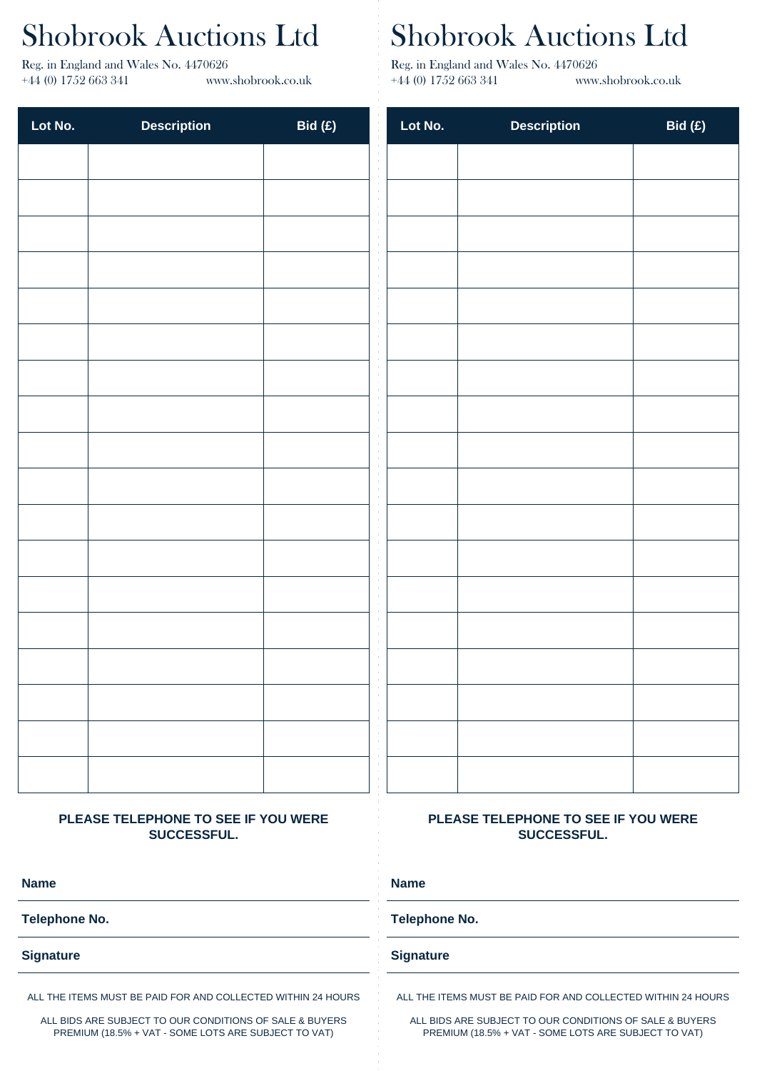# Shobrook Auctions Ltd

Reg. in England and Wales No. 4470626
+44 (0) 1752 663 341 www.shobrook.co.uk

| Lot No. | Description | Bid (£) |
| --- | --- | --- |
| | | |
| | | |
| | | |
| | | |
| | | |
| | | |
| | | |
| | | |
| | | |
| | | |
| | | |
| | | |
| | | |
| | | |
| | | |
| | | |
| | | |
| | | |

**PLEASE TELEPHONE TO SEE IF YOU WERE SUCCESSFUL.**

**Name**

**Telephone No.**

**Signature**

ALL THE ITEMS MUST BE PAID FOR AND COLLECTED WITHIN 24 HOURS

ALL BIDS ARE SUBJECT TO OUR CONDITIONS OF SALE & BUYERS PREMIUM (18.5% + VAT - SOME LOTS ARE SUBJECT TO VAT)

# Shobrook Auctions Ltd

Reg. in England and Wales No. 4470626
+44 (0) 1752 663 341 www.shobrook.co.uk

| Lot No. | Description | Bid (£) |
| --- | --- | --- |
| | | |
| | | |
| | | |
| | | |
| | | |
| | | |
| | | |
| | | |
| | | |
| | | |
| | | |
| | | |
| | | |
| | | |
| | | |
| | | |
| | | |
| | | |

**PLEASE TELEPHONE TO SEE IF YOU WERE SUCCESSFUL.**

**Name**

**Telephone No.**

**Signature**

ALL THE ITEMS MUST BE PAID FOR AND COLLECTED WITHIN 24 HOURS

ALL BIDS ARE SUBJECT TO OUR CONDITIONS OF SALE & BUYERS PREMIUM (18.5% + VAT - SOME LOTS ARE SUBJECT TO VAT)